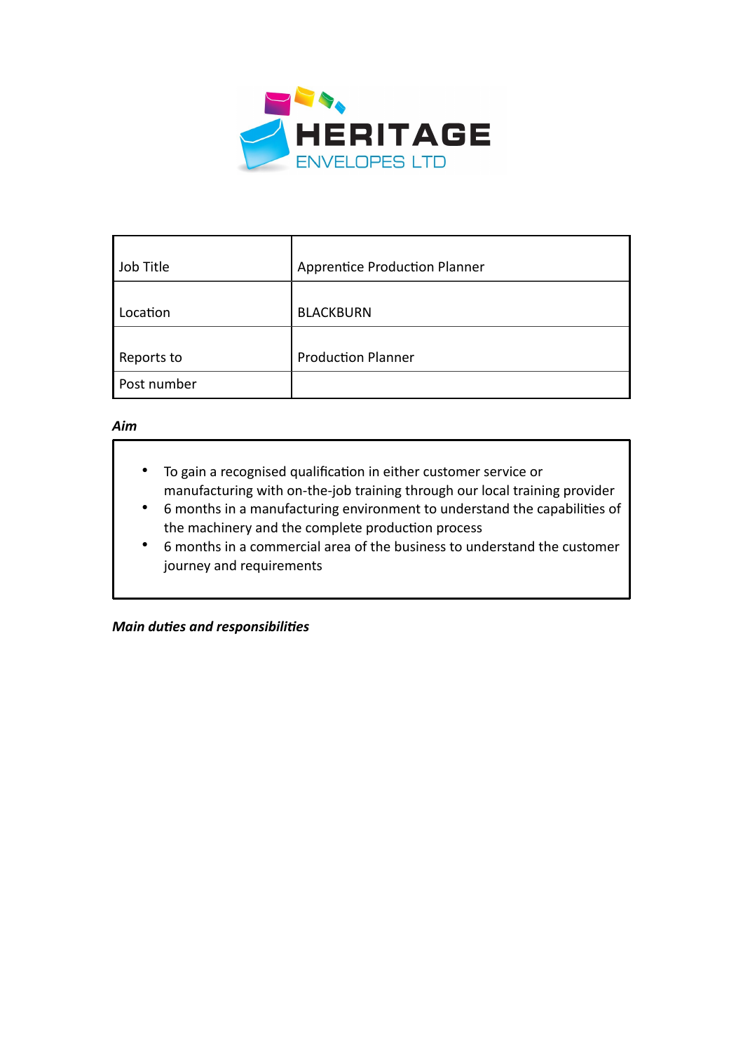HERITAGE

ENVELOPES LTD

| Job Title | Apprentice Production Planner |
|---|---|
| Location | BLACKBURN |
| Reports to | Production Planner |
| Post number | |

***Aim***

- To gain a recognised qualification in either customer service or manufacturing with on-the-job training through our local training provider
- 6 months in a manufacturing environment to understand the capabilities of the machinery and the complete production process
- 6 months in a commercial area of the business to understand the customer journey and requirements

***Main duties and responsibilities***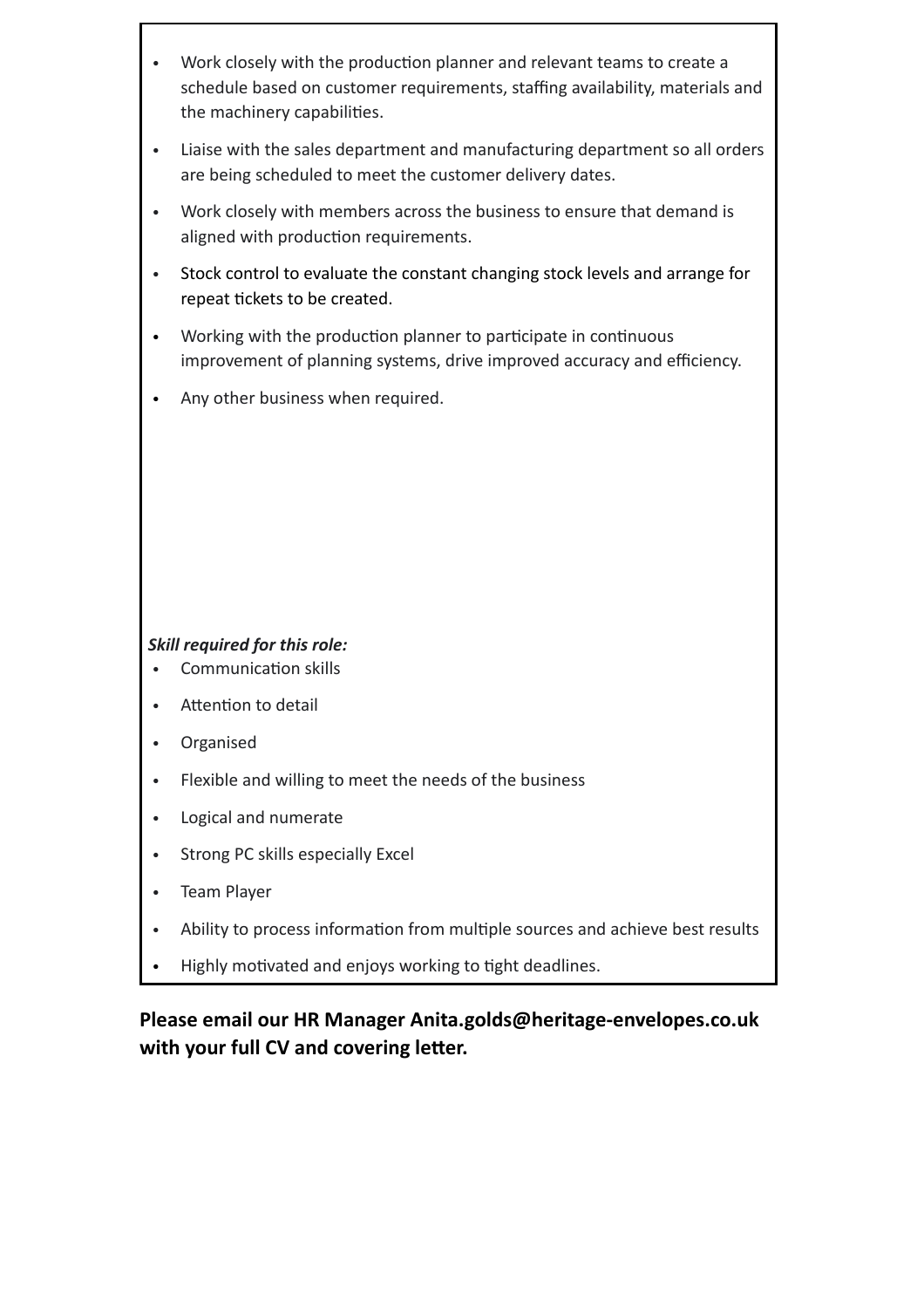- Work closely with the production planner and relevant teams to create a schedule based on customer requirements, staffing availability, materials and the machinery capabilities.
- Liaise with the sales department and manufacturing department so all orders are being scheduled to meet the customer delivery dates.
- Work closely with members across the business to ensure that demand is aligned with production requirements.
- Stock control to evaluate the constant changing stock levels and arrange for repeat tickets to be created.
- Working with the production planner to participate in continuous improvement of planning systems, drive improved accuracy and efficiency.
- Any other business when required.

***Skill required for this role:***

- Communication skills
- Attention to detail
- Organised
- Flexible and willing to meet the needs of the business
- Logical and numerate
- Strong PC skills especially Excel
- Team Player
- Ability to process information from multiple sources and achieve best results
- Highly motivated and enjoys working to tight deadlines.

**Please email our HR Manager Anita.golds@heritage-envelopes.co.uk with your full CV and covering letter.**